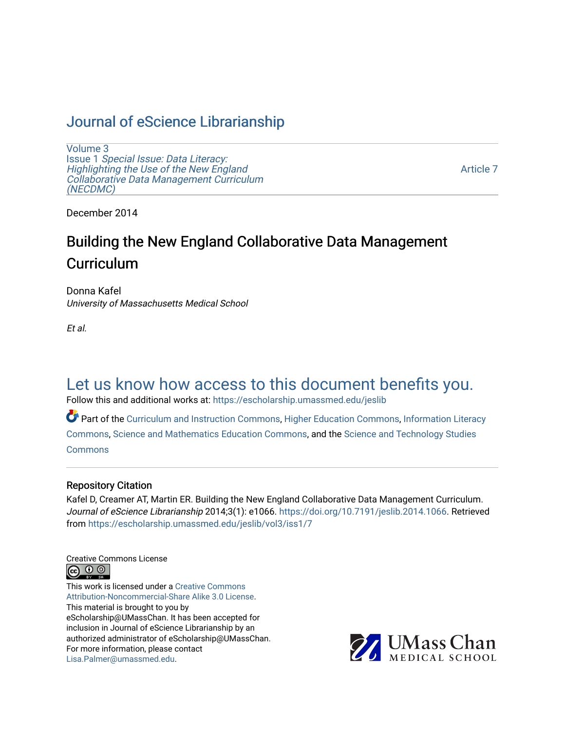# Journal of eScience Librarianship

Volume 3
Issue 1 *Special Issue: Data Literacy: Highlighting the Use of the New England Collaborative Data Management Curriculum (NECDMC)*

Article 7

December 2014

## Building the New England Collaborative Data Management Curriculum

Donna Kafel
*University of Massachusetts Medical School*

*Et al.*

Let us know how access to this document benefits you.

Follow this and additional works at: https://escholarship.umassmed.edu/jeslib

Part of the Curriculum and Instruction Commons, Higher Education Commons, Information Literacy Commons, Science and Mathematics Education Commons, and the Science and Technology Studies Commons

### Repository Citation

Kafel D, Creamer AT, Martin ER. Building the New England Collaborative Data Management Curriculum. *Journal of eScience Librarianship* 2014;3(1): e1066. https://doi.org/10.7191/jeslib.2014.1066. Retrieved from https://escholarship.umassmed.edu/jeslib/vol3/iss1/7

Creative Commons License

This work is licensed under a Creative Commons Attribution-Noncommercial-Share Alike 3.0 License.
This material is brought to you by eScholarship@UMassChan. It has been accepted for inclusion in Journal of eScience Librarianship by an authorized administrator of eScholarship@UMassChan. For more information, please contact Lisa.Palmer@umassmed.edu.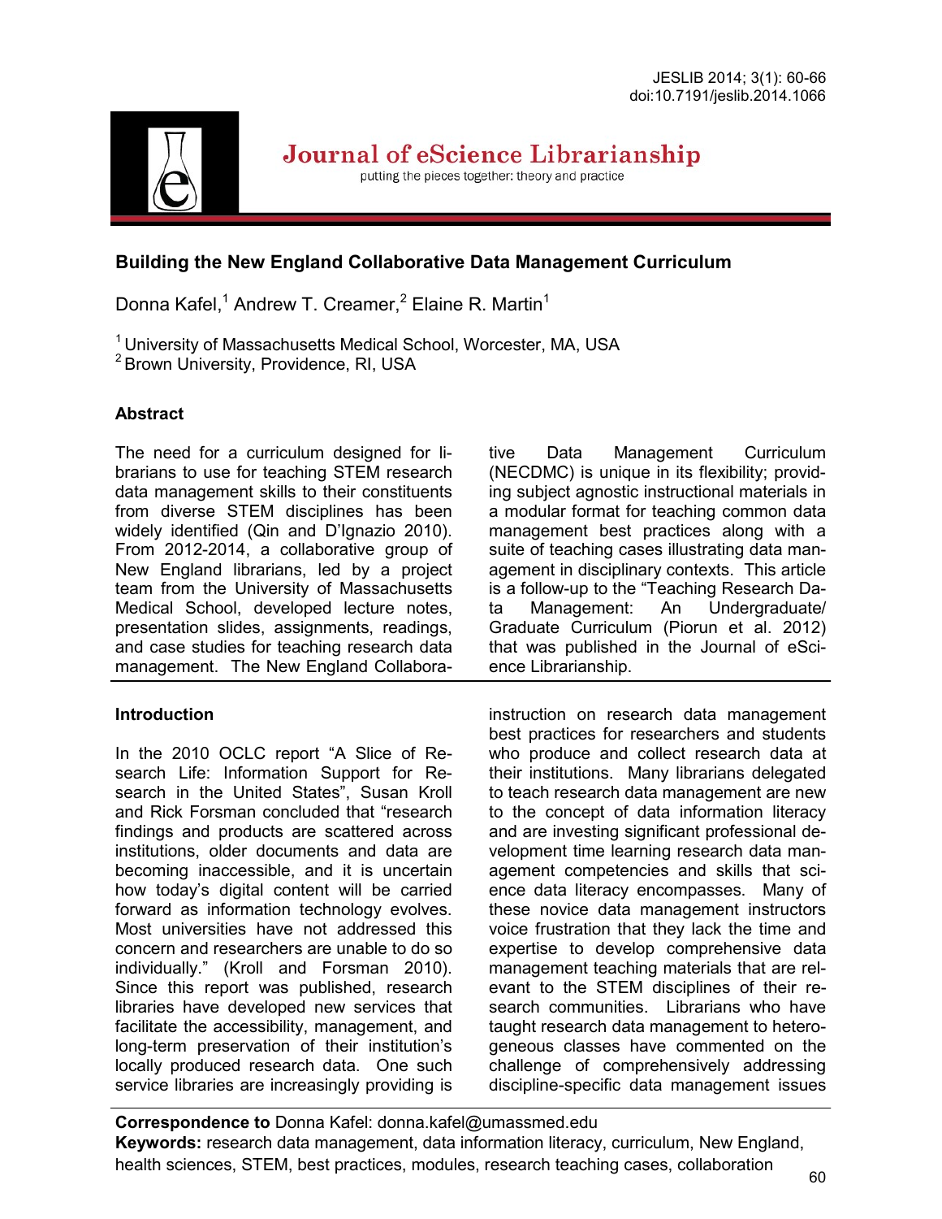# Building the New England Collaborative Data Management Curriculum

Donna Kafel,[1] Andrew T. Creamer,[2] Elaine R. Martin[1]

[1] University of Massachusetts Medical School, Worcester, MA, USA
[2] Brown University, Providence, RI, USA

## Abstract

The need for a curriculum designed for librarians to use for teaching STEM research data management skills to their constituents from diverse STEM disciplines has been widely identified (Qin and D'Ignazio 2010). From 2012-2014, a collaborative group of New England librarians, led by a project team from the University of Massachusetts Medical School, developed lecture notes, presentation slides, assignments, readings, and case studies for teaching research data management. The New England Collaborative Data Management Curriculum (NECDMC) is unique in its flexibility; providing subject agnostic instructional materials in a modular format for teaching common data management best practices along with a suite of teaching cases illustrating data management in disciplinary contexts. This article is a follow-up to the "Teaching Research Data Management: An Undergraduate/ Graduate Curriculum (Piorun et al. 2012) that was published in the Journal of eScience Librarianship.

## Introduction

In the 2010 OCLC report "A Slice of Research Life: Information Support for Research in the United States", Susan Kroll and Rick Forsman concluded that "research findings and products are scattered across institutions, older documents and data are becoming inaccessible, and it is uncertain how today's digital content will be carried forward as information technology evolves. Most universities have not addressed this concern and researchers are unable to do so individually." (Kroll and Forsman 2010). Since this report was published, research libraries have developed new services that facilitate the accessibility, management, and long-term preservation of their institution's locally produced research data. One such service libraries are increasingly providing is instruction on research data management best practices for researchers and students who produce and collect research data at their institutions. Many librarians delegated to teach research data management are new to the concept of data information literacy and are investing significant professional development time learning research data management competencies and skills that science data literacy encompasses. Many of these novice data management instructors voice frustration that they lack the time and expertise to develop comprehensive data management teaching materials that are relevant to the STEM disciplines of their research communities. Librarians who have taught research data management to heterogeneous classes have commented on the challenge of comprehensively addressing discipline-specific data management issues

**Correspondence to** Donna Kafel: donna.kafel@umassmed.edu
**Keywords:** research data management, data information literacy, curriculum, New England, health sciences, STEM, best practices, modules, research teaching cases, collaboration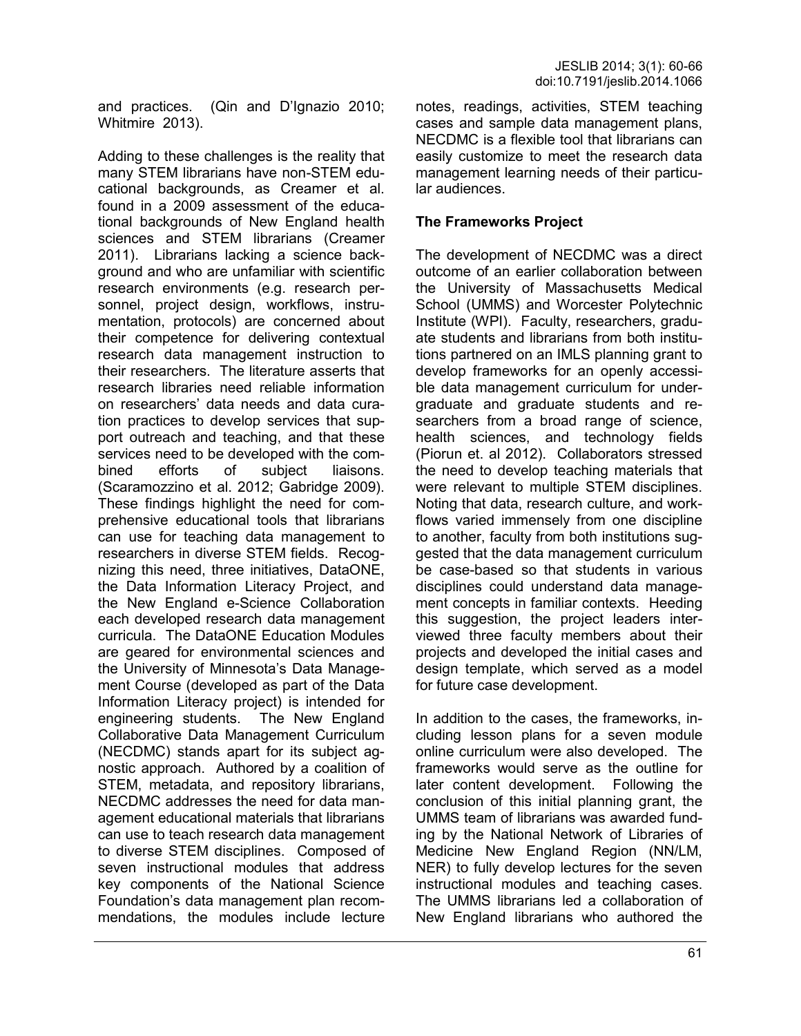and practices. (Qin and D'Ignazio 2010; Whitmire 2013).

Adding to these challenges is the reality that many STEM librarians have non-STEM educational backgrounds, as Creamer et al. found in a 2009 assessment of the educational backgrounds of New England health sciences and STEM librarians (Creamer 2011). Librarians lacking a science background and who are unfamiliar with scientific research environments (e.g. research personnel, project design, workflows, instrumentation, protocols) are concerned about their competence for delivering contextual research data management instruction to their researchers. The literature asserts that research libraries need reliable information on researchers' data needs and data curation practices to develop services that support outreach and teaching, and that these services need to be developed with the combined efforts of subject liaisons. (Scaramozzino et al. 2012; Gabridge 2009). These findings highlight the need for comprehensive educational tools that librarians can use for teaching data management to researchers in diverse STEM fields. Recognizing this need, three initiatives, DataONE, the Data Information Literacy Project, and the New England e-Science Collaboration each developed research data management curricula. The DataONE Education Modules are geared for environmental sciences and the University of Minnesota's Data Management Course (developed as part of the Data Information Literacy project) is intended for engineering students. The New England Collaborative Data Management Curriculum (NECDMC) stands apart for its subject agnostic approach. Authored by a coalition of STEM, metadata, and repository librarians, NECDMC addresses the need for data management educational materials that librarians can use to teach research data management to diverse STEM disciplines. Composed of seven instructional modules that address key components of the National Science Foundation's data management plan recommendations, the modules include lecture notes, readings, activities, STEM teaching cases and sample data management plans, NECDMC is a flexible tool that librarians can easily customize to meet the research data management learning needs of their particular audiences.

## The Frameworks Project

The development of NECDMC was a direct outcome of an earlier collaboration between the University of Massachusetts Medical School (UMMS) and Worcester Polytechnic Institute (WPI). Faculty, researchers, graduate students and librarians from both institutions partnered on an IMLS planning grant to develop frameworks for an openly accessible data management curriculum for undergraduate and graduate students and researchers from a broad range of science, health sciences, and technology fields (Piorun et. al 2012). Collaborators stressed the need to develop teaching materials that were relevant to multiple STEM disciplines. Noting that data, research culture, and workflows varied immensely from one discipline to another, faculty from both institutions suggested that the data management curriculum be case-based so that students in various disciplines could understand data management concepts in familiar contexts. Heeding this suggestion, the project leaders interviewed three faculty members about their projects and developed the initial cases and design template, which served as a model for future case development.

In addition to the cases, the frameworks, including lesson plans for a seven module online curriculum were also developed. The frameworks would serve as the outline for later content development. Following the conclusion of this initial planning grant, the UMMS team of librarians was awarded funding by the National Network of Libraries of Medicine New England Region (NN/LM, NER) to fully develop lectures for the seven instructional modules and teaching cases. The UMMS librarians led a collaboration of New England librarians who authored the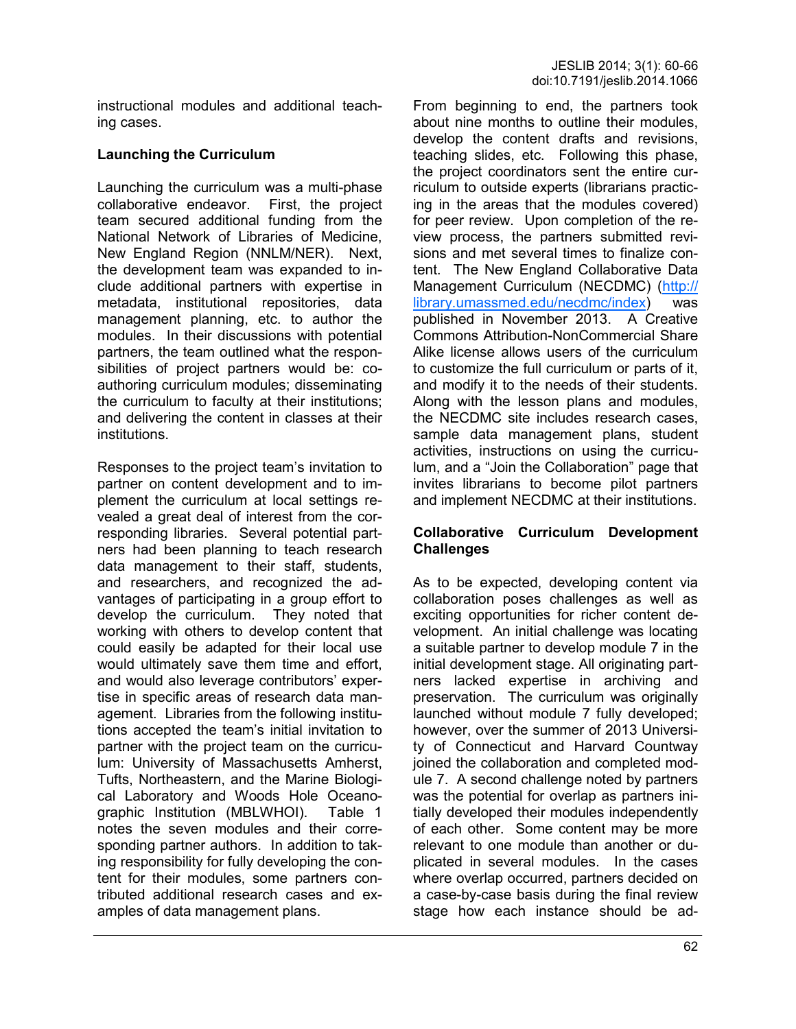instructional modules and additional teaching cases.

## Launching the Curriculum

Launching the curriculum was a multi-phase collaborative endeavor. First, the project team secured additional funding from the National Network of Libraries of Medicine, New England Region (NNLM/NER). Next, the development team was expanded to include additional partners with expertise in metadata, institutional repositories, data management planning, etc. to author the modules. In their discussions with potential partners, the team outlined what the responsibilities of project partners would be: co-authoring curriculum modules; disseminating the curriculum to faculty at their institutions; and delivering the content in classes at their institutions.

Responses to the project team's invitation to partner on content development and to implement the curriculum at local settings revealed a great deal of interest from the corresponding libraries. Several potential partners had been planning to teach research data management to their staff, students, and researchers, and recognized the advantages of participating in a group effort to develop the curriculum. They noted that working with others to develop content that could easily be adapted for their local use would ultimately save them time and effort, and would also leverage contributors' expertise in specific areas of research data management. Libraries from the following institutions accepted the team's initial invitation to partner with the project team on the curriculum: University of Massachusetts Amherst, Tufts, Northeastern, and the Marine Biological Laboratory and Woods Hole Oceanographic Institution (MBLWHOI). Table 1 notes the seven modules and their corresponding partner authors. In addition to taking responsibility for fully developing the content for their modules, some partners contributed additional research cases and examples of data management plans.

From beginning to end, the partners took about nine months to outline their modules, develop the content drafts and revisions, teaching slides, etc. Following this phase, the project coordinators sent the entire curriculum to outside experts (librarians practicing in the areas that the modules covered) for peer review. Upon completion of the review process, the partners submitted revisions and met several times to finalize content. The New England Collaborative Data Management Curriculum (NECDMC) (http://library.umassmed.edu/necdmc/index) was published in November 2013. A Creative Commons Attribution-NonCommercial Share Alike license allows users of the curriculum to customize the full curriculum or parts of it, and modify it to the needs of their students. Along with the lesson plans and modules, the NECDMC site includes research cases, sample data management plans, student activities, instructions on using the curriculum, and a "Join the Collaboration" page that invites librarians to become pilot partners and implement NECDMC at their institutions.

## Collaborative Curriculum Development Challenges

As to be expected, developing content via collaboration poses challenges as well as exciting opportunities for richer content development. An initial challenge was locating a suitable partner to develop module 7 in the initial development stage. All originating partners lacked expertise in archiving and preservation. The curriculum was originally launched without module 7 fully developed; however, over the summer of 2013 University of Connecticut and Harvard Countway joined the collaboration and completed module 7. A second challenge noted by partners was the potential for overlap as partners initially developed their modules independently of each other. Some content may be more relevant to one module than another or duplicated in several modules. In the cases where overlap occurred, partners decided on a case-by-case basis during the final review stage how each instance should be ad-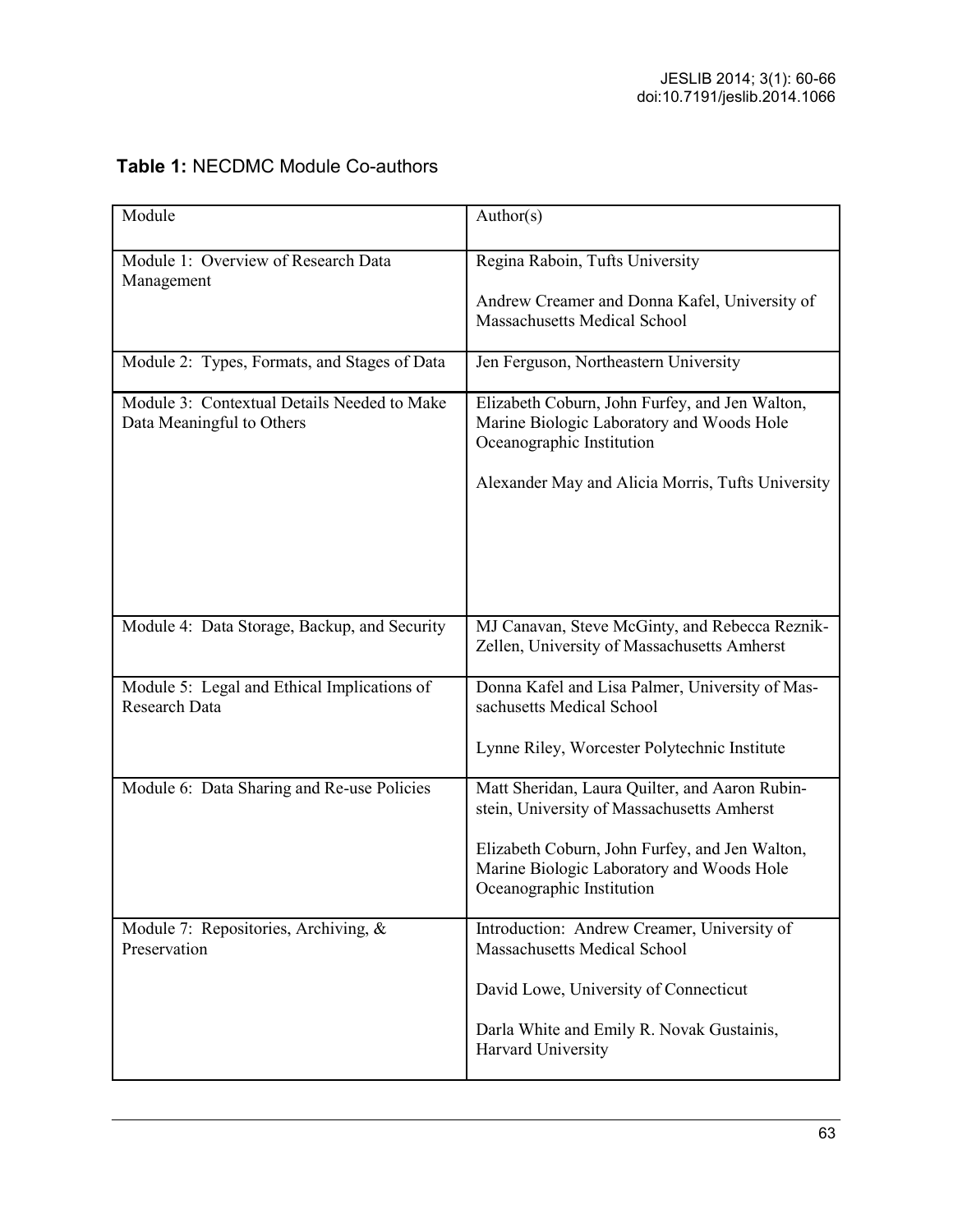**Table 1:** NECDMC Module Co-authors

| Module | Author(s) |
| --- | --- |
| Module 1: Overview of Research Data Management | Regina Raboin, Tufts University<br><br>Andrew Creamer and Donna Kafel, University of Massachusetts Medical School |
| Module 2: Types, Formats, and Stages of Data | Jen Ferguson, Northeastern University |
| Module 3: Contextual Details Needed to Make Data Meaningful to Others | Elizabeth Coburn, John Furfey, and Jen Walton, Marine Biologic Laboratory and Woods Hole Oceanographic Institution<br><br>Alexander May and Alicia Morris, Tufts University |
| Module 4: Data Storage, Backup, and Security | MJ Canavan, Steve McGinty, and Rebecca Reznik-Zellen, University of Massachusetts Amherst |
| Module 5: Legal and Ethical Implications of Research Data | Donna Kafel and Lisa Palmer, University of Massachusetts Medical School<br><br>Lynne Riley, Worcester Polytechnic Institute |
| Module 6: Data Sharing and Re-use Policies | Matt Sheridan, Laura Quilter, and Aaron Rubinstein, University of Massachusetts Amherst<br><br>Elizabeth Coburn, John Furfey, and Jen Walton, Marine Biologic Laboratory and Woods Hole Oceanographic Institution |
| Module 7: Repositories, Archiving, & Preservation | Introduction: Andrew Creamer, University of Massachusetts Medical School<br><br>David Lowe, University of Connecticut<br><br>Darla White and Emily R. Novak Gustainis, Harvard University |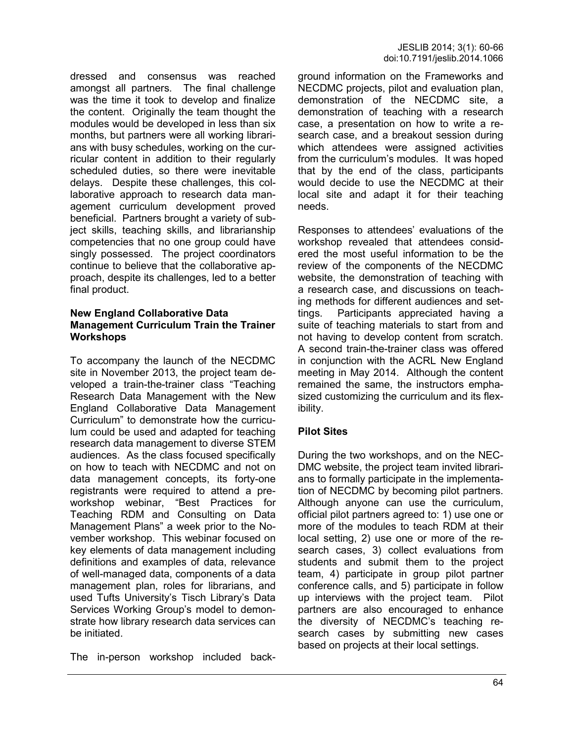dressed and consensus was reached amongst all partners. The final challenge was the time it took to develop and finalize the content. Originally the team thought the modules would be developed in less than six months, but partners were all working librarians with busy schedules, working on the curricular content in addition to their regularly scheduled duties, so there were inevitable delays. Despite these challenges, this collaborative approach to research data management curriculum development proved beneficial. Partners brought a variety of subject skills, teaching skills, and librarianship competencies that no one group could have singly possessed. The project coordinators continue to believe that the collaborative approach, despite its challenges, led to a better final product.

### New England Collaborative Data Management Curriculum Train the Trainer Workshops

To accompany the launch of the NECDMC site in November 2013, the project team developed a train-the-trainer class "Teaching Research Data Management with the New England Collaborative Data Management Curriculum" to demonstrate how the curriculum could be used and adapted for teaching research data management to diverse STEM audiences. As the class focused specifically on how to teach with NECDMC and not on data management concepts, its forty-one registrants were required to attend a pre-workshop webinar, "Best Practices for Teaching RDM and Consulting on Data Management Plans" a week prior to the November workshop. This webinar focused on key elements of data management including definitions and examples of data, relevance of well-managed data, components of a data management plan, roles for librarians, and used Tufts University's Tisch Library's Data Services Working Group's model to demonstrate how library research data services can be initiated.

The in-person workshop included background information on the Frameworks and NECDMC projects, pilot and evaluation plan, demonstration of the NECDMC site, a demonstration of teaching with a research case, a presentation on how to write a research case, and a breakout session during which attendees were assigned activities from the curriculum's modules. It was hoped that by the end of the class, participants would decide to use the NECDMC at their local site and adapt it for their teaching needs.

Responses to attendees' evaluations of the workshop revealed that attendees considered the most useful information to be the review of the components of the NECDMC website, the demonstration of teaching with a research case, and discussions on teaching methods for different audiences and settings. Participants appreciated having a suite of teaching materials to start from and not having to develop content from scratch. A second train-the-trainer class was offered in conjunction with the ACRL New England meeting in May 2014. Although the content remained the same, the instructors emphasized customizing the curriculum and its flexibility.

### Pilot Sites

During the two workshops, and on the NECDMC website, the project team invited librarians to formally participate in the implementation of NECDMC by becoming pilot partners. Although anyone can use the curriculum, official pilot partners agreed to: 1) use one or more of the modules to teach RDM at their local setting, 2) use one or more of the research cases, 3) collect evaluations from students and submit them to the project team, 4) participate in group pilot partner conference calls, and 5) participate in follow up interviews with the project team. Pilot partners are also encouraged to enhance the diversity of NECDMC's teaching research cases by submitting new cases based on projects at their local settings.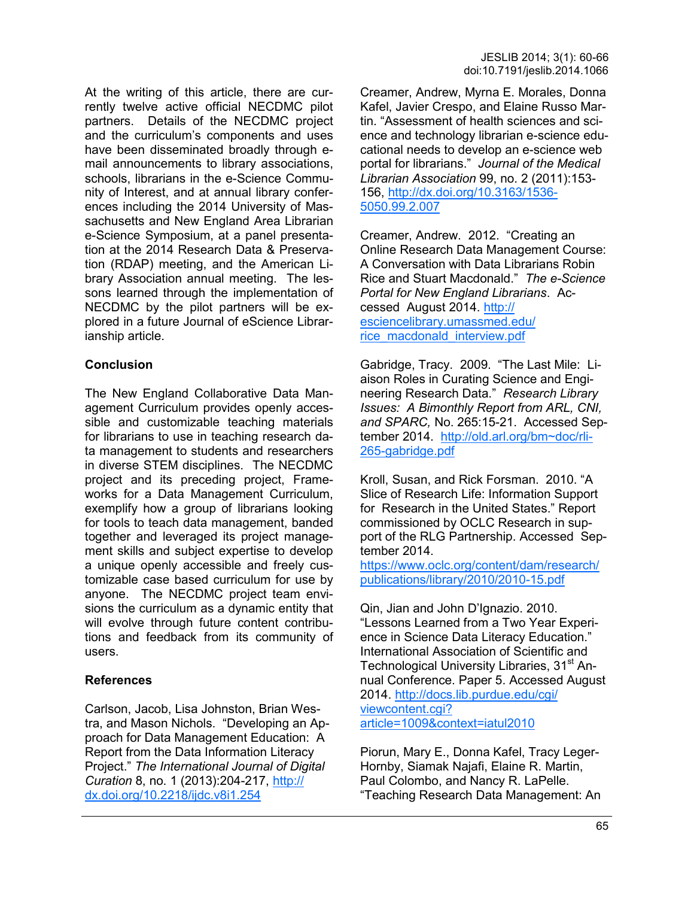At the writing of this article, there are currently twelve active official NECDMC pilot partners. Details of the NECDMC project and the curriculum's components and uses have been disseminated broadly through e-mail announcements to library associations, schools, librarians in the e-Science Community of Interest, and at annual library conferences including the 2014 University of Massachusetts and New England Area Librarian e-Science Symposium, at a panel presentation at the 2014 Research Data & Preservation (RDAP) meeting, and the American Library Association annual meeting. The lessons learned through the implementation of NECDMC by the pilot partners will be explored in a future Journal of eScience Librarianship article.

## Conclusion

The New England Collaborative Data Management Curriculum provides openly accessible and customizable teaching materials for librarians to use in teaching research data management to students and researchers in diverse STEM disciplines. The NECDMC project and its preceding project, Frameworks for a Data Management Curriculum, exemplify how a group of librarians looking for tools to teach data management, banded together and leveraged its project management skills and subject expertise to develop a unique openly accessible and freely customizable case based curriculum for use by anyone. The NECDMC project team envisions the curriculum as a dynamic entity that will evolve through future content contributions and feedback from its community of users.

## References

Carlson, Jacob, Lisa Johnston, Brian Westra, and Mason Nichols. "Developing an Approach for Data Management Education: A Report from the Data Information Literacy Project." *The International Journal of Digital Curation* 8, no. 1 (2013):204-217, http://dx.doi.org/10.2218/ijdc.v8i1.254

Creamer, Andrew, Myrna E. Morales, Donna Kafel, Javier Crespo, and Elaine Russo Martin. "Assessment of health sciences and science and technology librarian e-science educational needs to develop an e-science web portal for librarians." *Journal of the Medical Librarian Association* 99, no. 2 (2011):153-156, http://dx.doi.org/10.3163/1536-5050.99.2.007

Creamer, Andrew. 2012. "Creating an Online Research Data Management Course: A Conversation with Data Librarians Robin Rice and Stuart Macdonald." *The e-Science Portal for New England Librarians*. Accessed August 2014. http://esciencelibrary.umassmed.edu/rice_macdonald_interview.pdf

Gabridge, Tracy. 2009. "The Last Mile: Liaison Roles in Curating Science and Engineering Research Data." *Research Library Issues: A Bimonthly Report from ARL, CNI, and SPARC,* No. 265:15-21. Accessed September 2014. http://old.arl.org/bm~doc/rli-265-gabridge.pdf

Kroll, Susan, and Rick Forsman. 2010. "A Slice of Research Life: Information Support for Research in the United States." Report commissioned by OCLC Research in support of the RLG Partnership. Accessed September 2014. https://www.oclc.org/content/dam/research/publications/library/2010/2010-15.pdf

Qin, Jian and John D'Ignazio. 2010. "Lessons Learned from a Two Year Experience in Science Data Literacy Education." International Association of Scientific and Technological University Libraries, 31st Annual Conference. Paper 5. Accessed August 2014. http://docs.lib.purdue.edu/cgi/viewcontent.cgi?article=1009&context=iatul2010

Piorun, Mary E., Donna Kafel, Tracy Leger-Hornby, Siamak Najafi, Elaine R. Martin, Paul Colombo, and Nancy R. LaPelle. "Teaching Research Data Management: An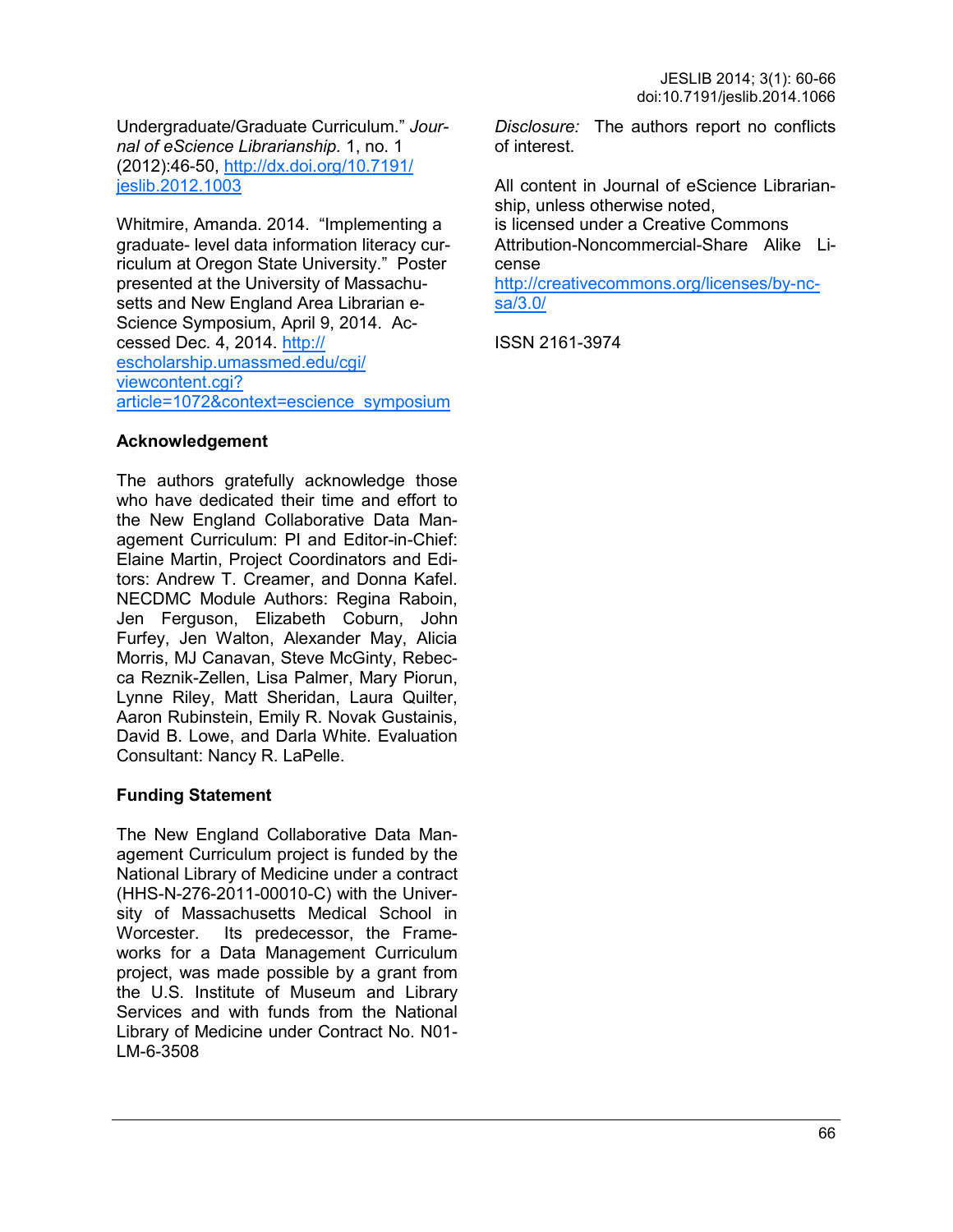Undergraduate/Graduate Curriculum." *Journal of eScience Librarianship.* 1, no. 1 (2012):46-50, http://dx.doi.org/10.7191/jeslib.2012.1003

Whitmire, Amanda. 2014. "Implementing a graduate- level data information literacy curriculum at Oregon State University." Poster presented at the University of Massachusetts and New England Area Librarian e-Science Symposium, April 9, 2014. Accessed Dec. 4, 2014. http://escholarship.umassmed.edu/cgi/viewcontent.cgi?article=1072&context=escience_symposium

**Acknowledgement**

The authors gratefully acknowledge those who have dedicated their time and effort to the New England Collaborative Data Management Curriculum: PI and Editor-in-Chief: Elaine Martin, Project Coordinators and Editors: Andrew T. Creamer, and Donna Kafel. NECDMC Module Authors: Regina Raboin, Jen Ferguson, Elizabeth Coburn, John Furfey, Jen Walton, Alexander May, Alicia Morris, MJ Canavan, Steve McGinty, Rebecca Reznik-Zellen, Lisa Palmer, Mary Piorun, Lynne Riley, Matt Sheridan, Laura Quilter, Aaron Rubinstein, Emily R. Novak Gustainis, David B. Lowe, and Darla White. Evaluation Consultant: Nancy R. LaPelle.

**Funding Statement**

The New England Collaborative Data Management Curriculum project is funded by the National Library of Medicine under a contract (HHS-N-276-2011-00010-C) with the University of Massachusetts Medical School in Worcester. Its predecessor, the Frameworks for a Data Management Curriculum project, was made possible by a grant from the U.S. Institute of Museum and Library Services and with funds from the National Library of Medicine under Contract No. N01-LM-6-3508

*Disclosure:* The authors report no conflicts of interest.

All content in Journal of eScience Librarianship, unless otherwise noted, is licensed under a Creative Commons Attribution-Noncommercial-Share Alike License http://creativecommons.org/licenses/by-nc-sa/3.0/

ISSN 2161-3974